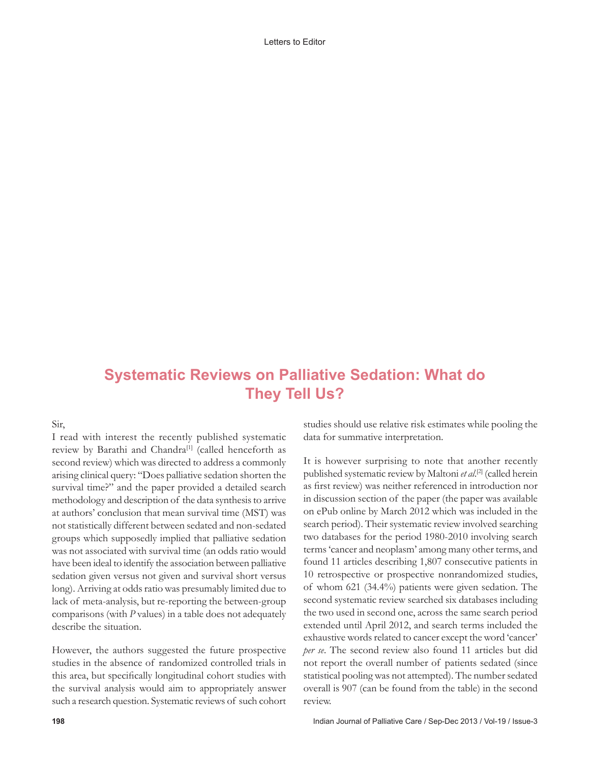# Systematic Reviews on Palliative Sedation: What do They Tell Us?

Sir,

I read with interest the recently published systematic review by Barathi and Chandra[1] (called henceforth as second review) which was directed to address a commonly arising clinical query: "Does palliative sedation shorten the survival time?" and the paper provided a detailed search methodology and description of the data synthesis to arrive at authors' conclusion that mean survival time (MST) was not statistically different between sedated and non-sedated groups which supposedly implied that palliative sedation was not associated with survival time (an odds ratio would have been ideal to identify the association between palliative sedation given versus not given and survival short versus long). Arriving at odds ratio was presumably limited due to lack of meta-analysis, but re-reporting the between-group comparisons (with *P* values) in a table does not adequately describe the situation.

However, the authors suggested the future prospective studies in the absence of randomized controlled trials in this area, but specifically longitudinal cohort studies with the survival analysis would aim to appropriately answer such a research question. Systematic reviews of such cohort studies should use relative risk estimates while pooling the data for summative interpretation.

It is however surprising to note that another recently published systematic review by Maltoni *et al*.[2] (called herein as first review) was neither referenced in introduction nor in discussion section of the paper (the paper was available on ePub online by March 2012 which was included in the search period). Their systematic review involved searching two databases for the period 1980-2010 involving search terms 'cancer and neoplasm' among many other terms, and found 11 articles describing 1,807 consecutive patients in 10 retrospective or prospective nonrandomized studies, of whom 621 (34.4%) patients were given sedation. The second systematic review searched six databases including the two used in second one, across the same search period extended until April 2012, and search terms included the exhaustive words related to cancer except the word 'cancer' *per se*. The second review also found 11 articles but did not report the overall number of patients sedated (since statistical pooling was not attempted). The number sedated overall is 907 (can be found from the table) in the second review.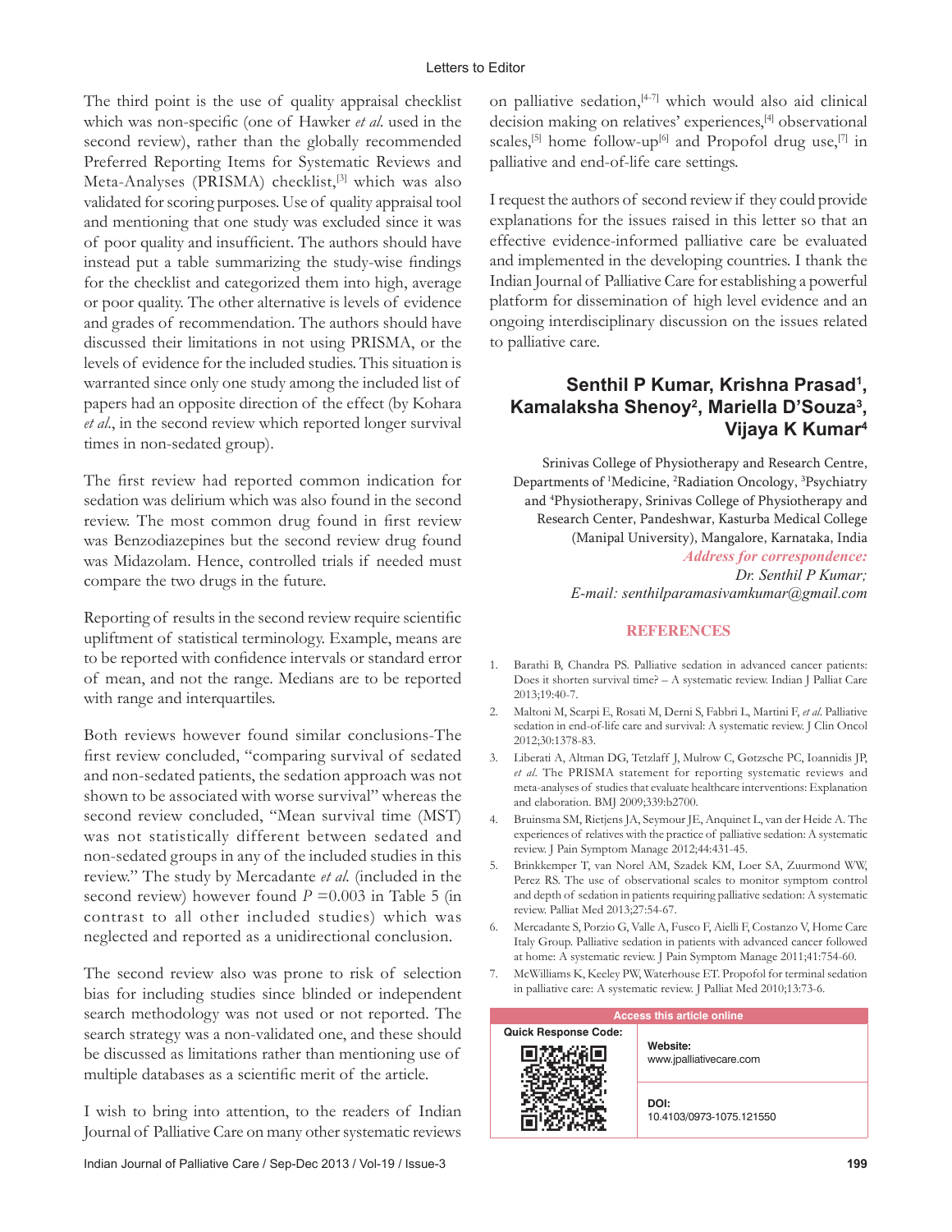The third point is the use of quality appraisal checklist which was non-specific (one of Hawker *et al.* used in the second review), rather than the globally recommended Preferred Reporting Items for Systematic Reviews and Meta-Analyses (PRISMA) checklist,[3] which was also validated for scoring purposes. Use of quality appraisal tool and mentioning that one study was excluded since it was of poor quality and insufficient. The authors should have instead put a table summarizing the study-wise findings for the checklist and categorized them into high, average or poor quality. The other alternative is levels of evidence and grades of recommendation. The authors should have discussed their limitations in not using PRISMA, or the levels of evidence for the included studies. This situation is warranted since only one study among the included list of papers had an opposite direction of the effect (by Kohara *et al.*, in the second review which reported longer survival times in non-sedated group).

The first review had reported common indication for sedation was delirium which was also found in the second review. The most common drug found in first review was Benzodiazepines but the second review drug found was Midazolam. Hence, controlled trials if needed must compare the two drugs in the future.

Reporting of results in the second review require scientific upliftment of statistical terminology. Example, means are to be reported with confidence intervals or standard error of mean, and not the range. Medians are to be reported with range and interquartiles.

Both reviews however found similar conclusions-The first review concluded, "comparing survival of sedated and non-sedated patients, the sedation approach was not shown to be associated with worse survival" whereas the second review concluded, "Mean survival time (MST) was not statistically different between sedated and non-sedated groups in any of the included studies in this review." The study by Mercadante *et al.* (included in the second review) however found $P = 0.003$ in Table 5 (in contrast to all other included studies) which was neglected and reported as a unidirectional conclusion.

The second review also was prone to risk of selection bias for including studies since blinded or independent search methodology was not used or not reported. The search strategy was a non-validated one, and these should be discussed as limitations rather than mentioning use of multiple databases as a scientific merit of the article.

I wish to bring into attention, to the readers of Indian Journal of Palliative Care on many other systematic reviews on palliative sedation,[4-7] which would also aid clinical decision making on relatives' experiences,[4] observational scales,[5] home follow-up[6] and Propofol drug use,[7] in palliative and end-of-life care settings.

I request the authors of second review if they could provide explanations for the issues raised in this letter so that an effective evidence-informed palliative care be evaluated and implemented in the developing countries. I thank the Indian Journal of Palliative Care for establishing a powerful platform for dissemination of high level evidence and an ongoing interdisciplinary discussion on the issues related to palliative care.

**Senthil P Kumar, Krishna Prasad[1], Kamalaksha Shenoy[2], Mariella D'Souza[3], Vijaya K Kumar[4]**

Srinivas College of Physiotherapy and Research Centre, Departments of [1]Medicine, [2]Radiation Oncology, [3]Psychiatry and [4]Physiotherapy, Srinivas College of Physiotherapy and Research Center, Pandeshwar, Kasturba Medical College (Manipal University), Mangalore, Karnataka, India

*Address for correspondence:*
*Dr. Senthil P Kumar;*
*E-mail: senthilparamasivamkumar@gmail.com*

## REFERENCES

1. Barathi B, Chandra PS. Palliative sedation in advanced cancer patients: Does it shorten survival time? – A systematic review. Indian J Palliat Care 2013;19:40-7.
2. Maltoni M, Scarpi E, Rosati M, Derni S, Fabbri L, Martini F, *et al.* Palliative sedation in end-of-life care and survival: A systematic review. J Clin Oncol 2012;30:1378-83.
3. Liberati A, Altman DG, Tetzlaff J, Mulrow C, Gøtzsche PC, Ioannidis JP, *et al.* The PRISMA statement for reporting systematic reviews and meta-analyses of studies that evaluate healthcare interventions: Explanation and elaboration. BMJ 2009;339:b2700.
4. Bruinsma SM, Rietjens JA, Seymour JE, Anquinet L, van der Heide A. The experiences of relatives with the practice of palliative sedation: A systematic review. J Pain Symptom Manage 2012;44:431-45.
5. Brinkkemper T, van Norel AM, Szadek KM, Loer SA, Zuurmond WW, Perez RS. The use of observational scales to monitor symptom control and depth of sedation in patients requiring palliative sedation: A systematic review. Palliat Med 2013;27:54-67.
6. Mercadante S, Porzio G, Valle A, Fusco F, Aielli F, Costanzo V, Home Care Italy Group. Palliative sedation in patients with advanced cancer followed at home: A systematic review. J Pain Symptom Manage 2011;41:754-60.
7. McWilliams K, Keeley PW, Waterhouse ET. Propofol for terminal sedation in palliative care: A systematic review. J Palliat Med 2010;13:73-6.

| Access this article online | |
|---|---|
| Quick Response Code: | Website: www.jpalliativecare.com |
| | DOI: 10.4103/0973-1075.121550 |